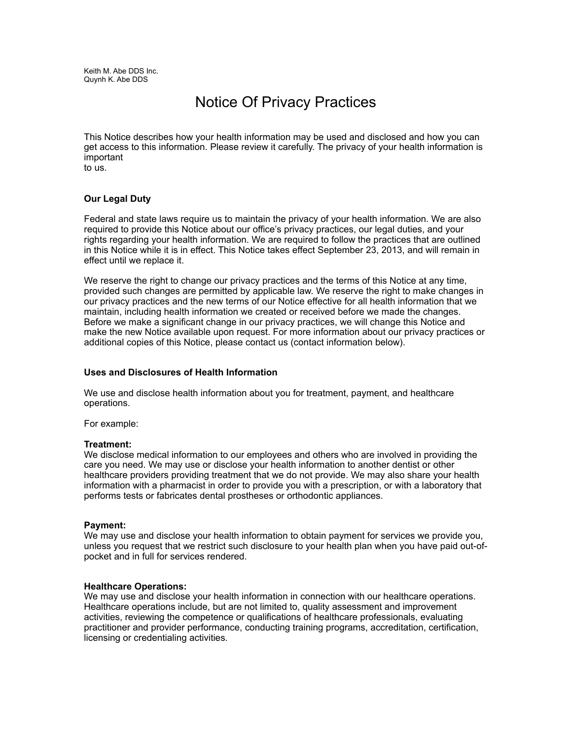Keith M. Abe DDS Inc.
Quynh K. Abe DDS

# Notice Of Privacy Practices

This Notice describes how your health information may be used and disclosed and how you can get access to this information. Please review it carefully. The privacy of your health information is important to us.

**Our Legal Duty**

Federal and state laws require us to maintain the privacy of your health information. We are also required to provide this Notice about our office's privacy practices, our legal duties, and your rights regarding your health information. We are required to follow the practices that are outlined in this Notice while it is in effect. This Notice takes effect September 23, 2013, and will remain in effect until we replace it.

We reserve the right to change our privacy practices and the terms of this Notice at any time, provided such changes are permitted by applicable law. We reserve the right to make changes in our privacy practices and the new terms of our Notice effective for all health information that we maintain, including health information we created or received before we made the changes. Before we make a significant change in our privacy practices, we will change this Notice and make the new Notice available upon request. For more information about our privacy practices or additional copies of this Notice, please contact us (contact information below).

**Uses and Disclosures of Health Information**

We use and disclose health information about you for treatment, payment, and healthcare operations.

For example:

**Treatment:**
We disclose medical information to our employees and others who are involved in providing the care you need. We may use or disclose your health information to another dentist or other healthcare providers providing treatment that we do not provide. We may also share your health information with a pharmacist in order to provide you with a prescription, or with a laboratory that performs tests or fabricates dental prostheses or orthodontic appliances.

**Payment:**
We may use and disclose your health information to obtain payment for services we provide you, unless you request that we restrict such disclosure to your health plan when you have paid out-of-pocket and in full for services rendered.

**Healthcare Operations:**
We may use and disclose your health information in connection with our healthcare operations. Healthcare operations include, but are not limited to, quality assessment and improvement activities, reviewing the competence or qualifications of healthcare professionals, evaluating practitioner and provider performance, conducting training programs, accreditation, certification, licensing or credentialing activities.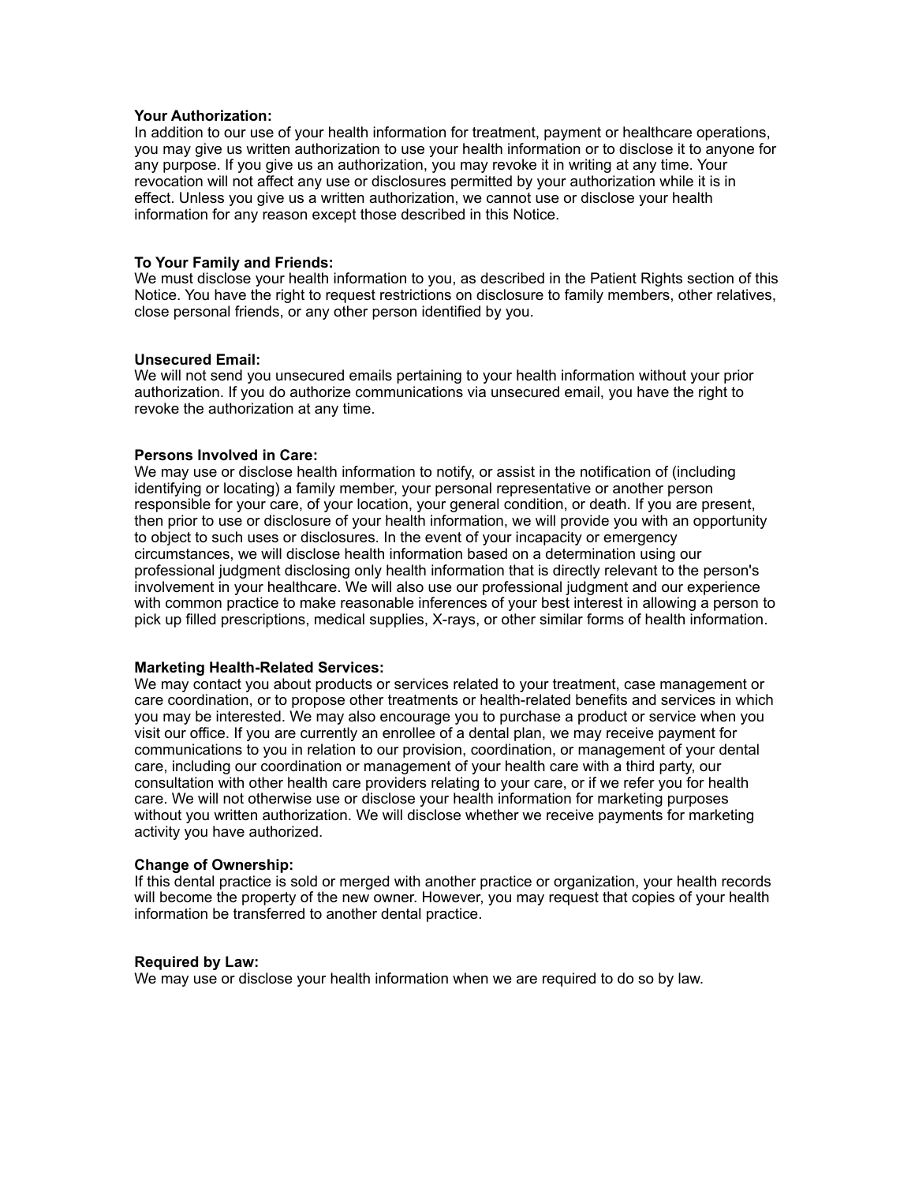**Your Authorization:**
In addition to our use of your health information for treatment, payment or healthcare operations, you may give us written authorization to use your health information or to disclose it to anyone for any purpose. If you give us an authorization, you may revoke it in writing at any time. Your revocation will not affect any use or disclosures permitted by your authorization while it is in effect. Unless you give us a written authorization, we cannot use or disclose your health information for any reason except those described in this Notice.

**To Your Family and Friends:**
We must disclose your health information to you, as described in the Patient Rights section of this Notice. You have the right to request restrictions on disclosure to family members, other relatives, close personal friends, or any other person identified by you.

**Unsecured Email:**
We will not send you unsecured emails pertaining to your health information without your prior authorization. If you do authorize communications via unsecured email, you have the right to revoke the authorization at any time.

**Persons Involved in Care:**
We may use or disclose health information to notify, or assist in the notification of (including identifying or locating) a family member, your personal representative or another person responsible for your care, of your location, your general condition, or death. If you are present, then prior to use or disclosure of your health information, we will provide you with an opportunity to object to such uses or disclosures. In the event of your incapacity or emergency circumstances, we will disclose health information based on a determination using our professional judgment disclosing only health information that is directly relevant to the person's involvement in your healthcare. We will also use our professional judgment and our experience with common practice to make reasonable inferences of your best interest in allowing a person to pick up filled prescriptions, medical supplies, X-rays, or other similar forms of health information.

**Marketing Health-Related Services:**
We may contact you about products or services related to your treatment, case management or care coordination, or to propose other treatments or health-related benefits and services in which you may be interested. We may also encourage you to purchase a product or service when you visit our office. If you are currently an enrollee of a dental plan, we may receive payment for communications to you in relation to our provision, coordination, or management of your dental care, including our coordination or management of your health care with a third party, our consultation with other health care providers relating to your care, or if we refer you for health care. We will not otherwise use or disclose your health information for marketing purposes without you written authorization. We will disclose whether we receive payments for marketing activity you have authorized.

**Change of Ownership:**
If this dental practice is sold or merged with another practice or organization, your health records will become the property of the new owner. However, you may request that copies of your health information be transferred to another dental practice.

**Required by Law:**
We may use or disclose your health information when we are required to do so by law.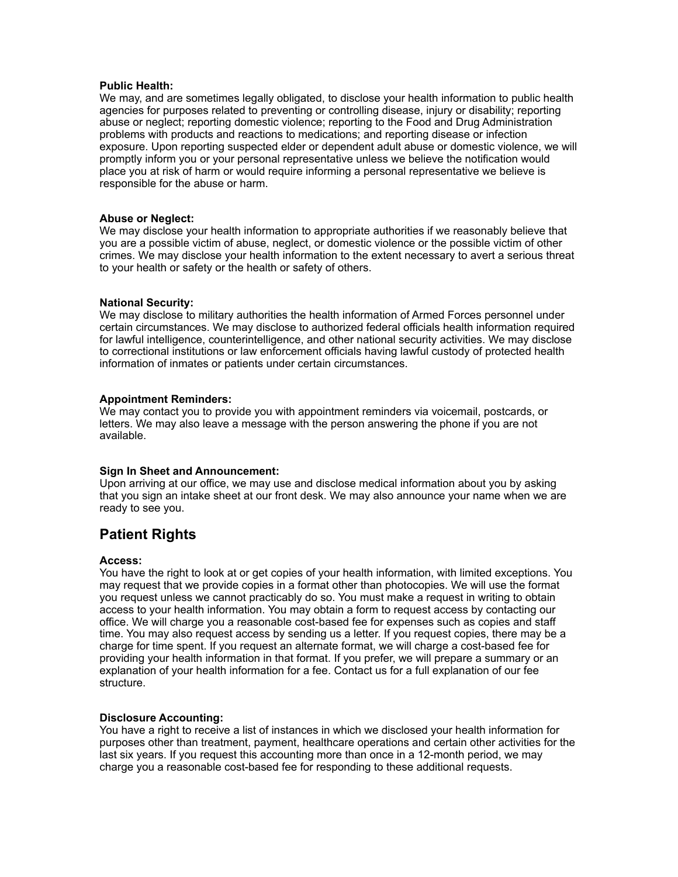**Public Health:**
We may, and are sometimes legally obligated, to disclose your health information to public health agencies for purposes related to preventing or controlling disease, injury or disability; reporting abuse or neglect; reporting domestic violence; reporting to the Food and Drug Administration problems with products and reactions to medications; and reporting disease or infection exposure. Upon reporting suspected elder or dependent adult abuse or domestic violence, we will promptly inform you or your personal representative unless we believe the notification would place you at risk of harm or would require informing a personal representative we believe is responsible for the abuse or harm.

**Abuse or Neglect:**
We may disclose your health information to appropriate authorities if we reasonably believe that you are a possible victim of abuse, neglect, or domestic violence or the possible victim of other crimes. We may disclose your health information to the extent necessary to avert a serious threat to your health or safety or the health or safety of others.

**National Security:**
We may disclose to military authorities the health information of Armed Forces personnel under certain circumstances. We may disclose to authorized federal officials health information required for lawful intelligence, counterintelligence, and other national security activities. We may disclose to correctional institutions or law enforcement officials having lawful custody of protected health information of inmates or patients under certain circumstances.

**Appointment Reminders:**
We may contact you to provide you with appointment reminders via voicemail, postcards, or letters. We may also leave a message with the person answering the phone if you are not available.

**Sign In Sheet and Announcement:**
Upon arriving at our office, we may use and disclose medical information about you by asking that you sign an intake sheet at our front desk. We may also announce your name when we are ready to see you.

## Patient Rights

**Access:**
You have the right to look at or get copies of your health information, with limited exceptions. You may request that we provide copies in a format other than photocopies. We will use the format you request unless we cannot practicably do so. You must make a request in writing to obtain access to your health information. You may obtain a form to request access by contacting our office. We will charge you a reasonable cost-based fee for expenses such as copies and staff time. You may also request access by sending us a letter. If you request copies, there may be a charge for time spent. If you request an alternate format, we will charge a cost-based fee for providing your health information in that format. If you prefer, we will prepare a summary or an explanation of your health information for a fee. Contact us for a full explanation of our fee structure.

**Disclosure Accounting:**
You have a right to receive a list of instances in which we disclosed your health information for purposes other than treatment, payment, healthcare operations and certain other activities for the last six years. If you request this accounting more than once in a 12-month period, we may charge you a reasonable cost-based fee for responding to these additional requests.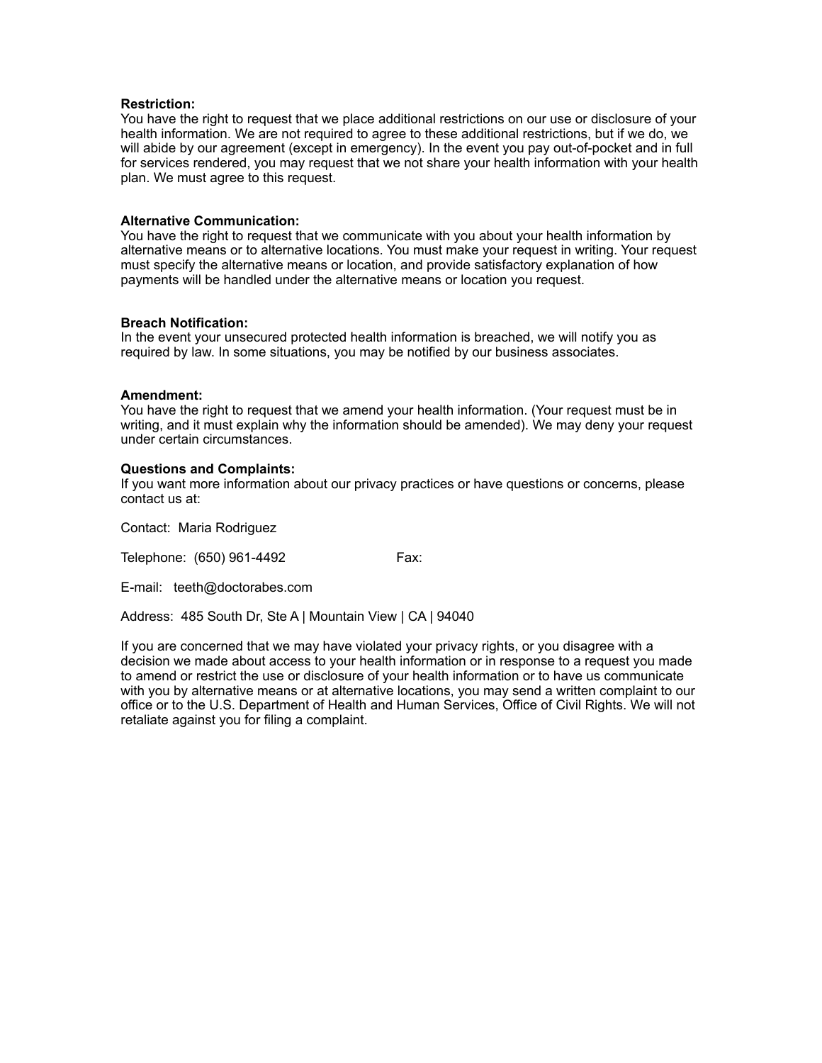**Restriction:**
You have the right to request that we place additional restrictions on our use or disclosure of your health information. We are not required to agree to these additional restrictions, but if we do, we will abide by our agreement (except in emergency). In the event you pay out-of-pocket and in full for services rendered, you may request that we not share your health information with your health plan. We must agree to this request.

**Alternative Communication:**
You have the right to request that we communicate with you about your health information by alternative means or to alternative locations. You must make your request in writing. Your request must specify the alternative means or location, and provide satisfactory explanation of how payments will be handled under the alternative means or location you request.

**Breach Notification:**
In the event your unsecured protected health information is breached, we will notify you as required by law. In some situations, you may be notified by our business associates.

**Amendment:**
You have the right to request that we amend your health information. (Your request must be in writing, and it must explain why the information should be amended). We may deny your request under certain circumstances.

**Questions and Complaints:**
If you want more information about our privacy practices or have questions or concerns, please contact us at:

Contact: Maria Rodriguez

Telephone: (650) 961-4492 Fax:

E-mail: teeth@doctorabes.com

Address: 485 South Dr, Ste A | Mountain View | CA | 94040

If you are concerned that we may have violated your privacy rights, or you disagree with a decision we made about access to your health information or in response to a request you made to amend or restrict the use or disclosure of your health information or to have us communicate with you by alternative means or at alternative locations, you may send a written complaint to our office or to the U.S. Department of Health and Human Services, Office of Civil Rights. We will not retaliate against you for filing a complaint.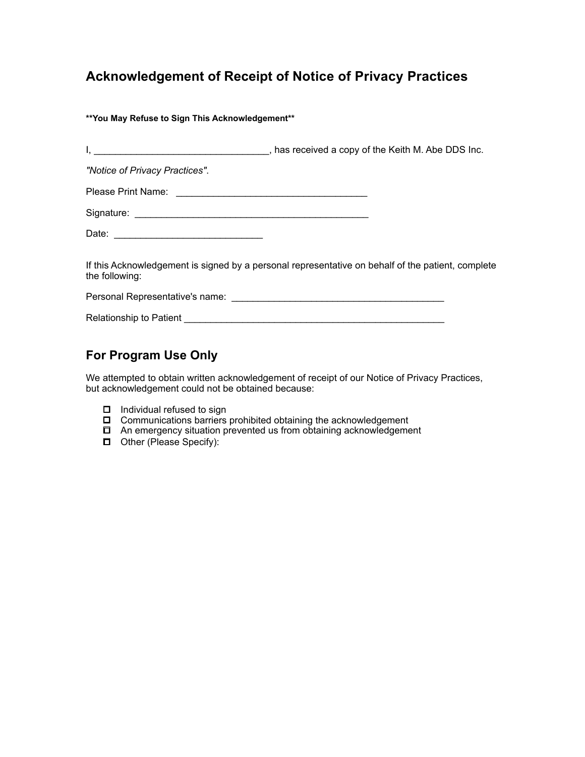# Acknowledgement of Receipt of Notice of Privacy Practices

**\*\*You May Refuse to Sign This Acknowledgement\*\***

I, ________________________________, has received a copy of the Keith M. Abe DDS Inc.

*"Notice of Privacy Practices"*.

Please Print Name: ___________________________________

Signature: ____________________________________________

Date: ___________________________

If this Acknowledgement is signed by a personal representative on behalf of the patient, complete the following:

Personal Representative's name: _______________________________________

Relationship to Patient ________________________________________________

## For Program Use Only

We attempted to obtain written acknowledgement of receipt of our Notice of Privacy Practices, but acknowledgement could not be obtained because:

- ☐ Individual refused to sign
- ☐ Communications barriers prohibited obtaining the acknowledgement
- ☐ An emergency situation prevented us from obtaining acknowledgement
- ☐ Other (Please Specify):